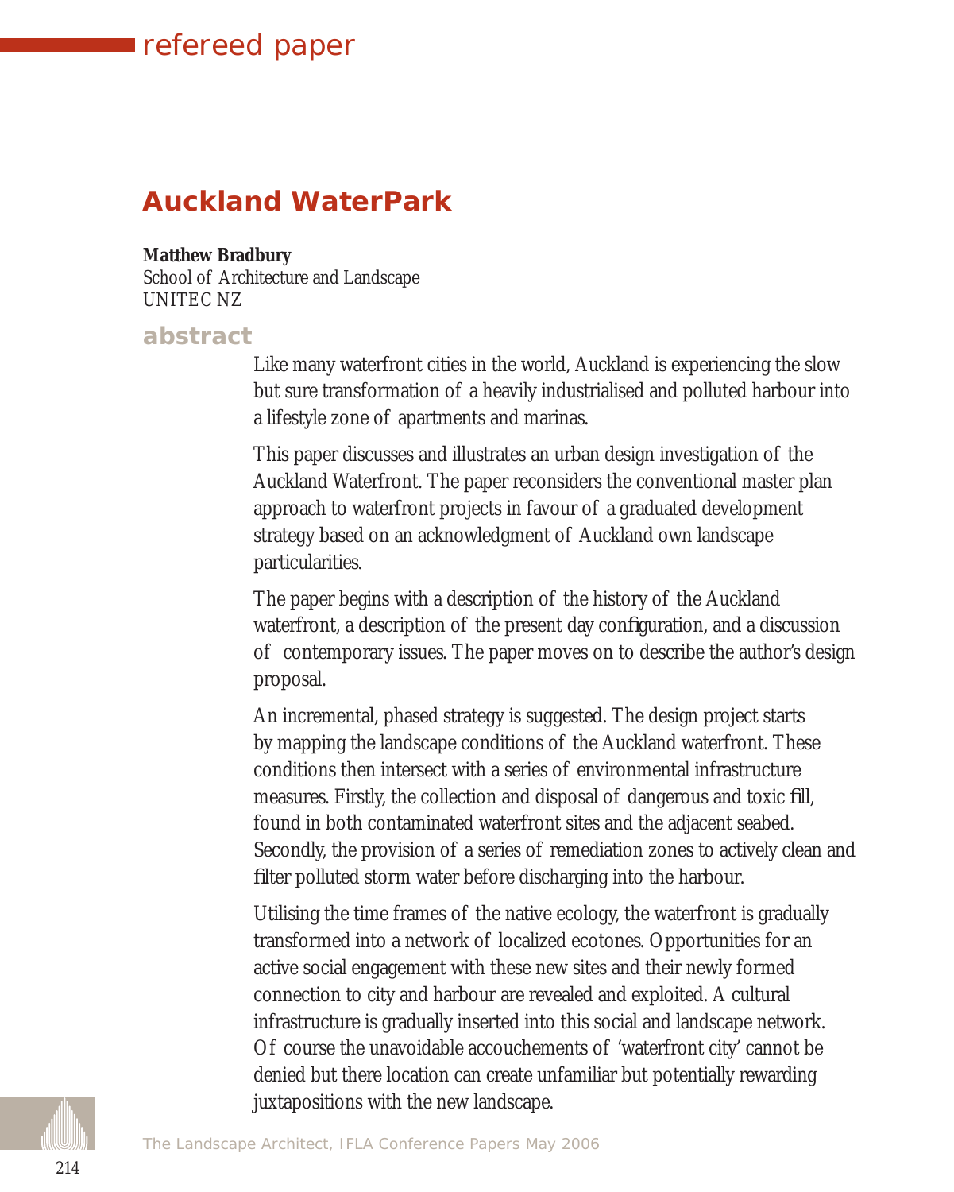refereed paper

# Auckland WaterPark

**Matthew Bradbury**
School of Architecture and Landscape
UNITEC NZ

## abstract

Like many waterfront cities in the world, Auckland is experiencing the slow but sure transformation of a heavily industrialised and polluted harbour into a lifestyle zone of apartments and marinas.

This paper discusses and illustrates an urban design investigation of the Auckland Waterfront. The paper reconsiders the conventional master plan approach to waterfront projects in favour of a graduated development strategy based on an acknowledgment of Auckland own landscape particularities.

The paper begins with a description of the history of the Auckland waterfront, a description of the present day configuration, and a discussion of contemporary issues. The paper moves on to describe the author's design proposal.

An incremental, phased strategy is suggested. The design project starts by mapping the landscape conditions of the Auckland waterfront. These conditions then intersect with a series of environmental infrastructure measures. Firstly, the collection and disposal of dangerous and toxic fill, found in both contaminated waterfront sites and the adjacent seabed. Secondly, the provision of a series of remediation zones to actively clean and filter polluted storm water before discharging into the harbour.

Utilising the time frames of the native ecology, the waterfront is gradually transformed into a network of localized ecotones. Opportunities for an active social engagement with these new sites and their newly formed connection to city and harbour are revealed and exploited. A cultural infrastructure is gradually inserted into this social and landscape network. Of course the unavoidable accouchements of 'waterfront city' cannot be denied but there location can create unfamiliar but potentially rewarding juxtapositions with the new landscape.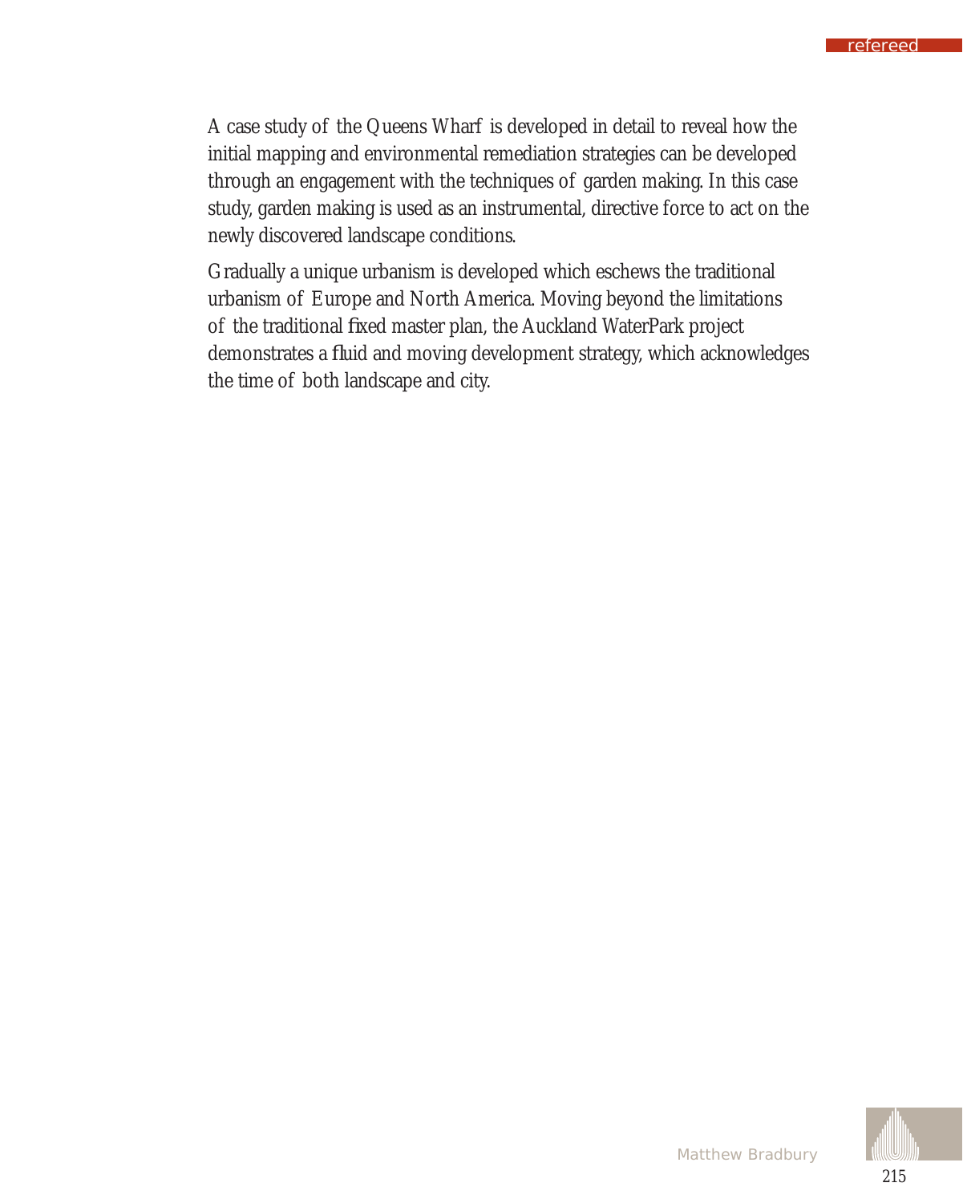A case study of the Queens Wharf is developed in detail to reveal how the initial mapping and environmental remediation strategies can be developed through an engagement with the techniques of garden making. In this case study, garden making is used as an instrumental, directive force to act on the newly discovered landscape conditions.

Gradually a unique urbanism is developed which eschews the traditional urbanism of Europe and North America. Moving beyond the limitations of the traditional fixed master plan, the Auckland WaterPark project demonstrates a fluid and moving development strategy, which acknowledges the time of both landscape and city.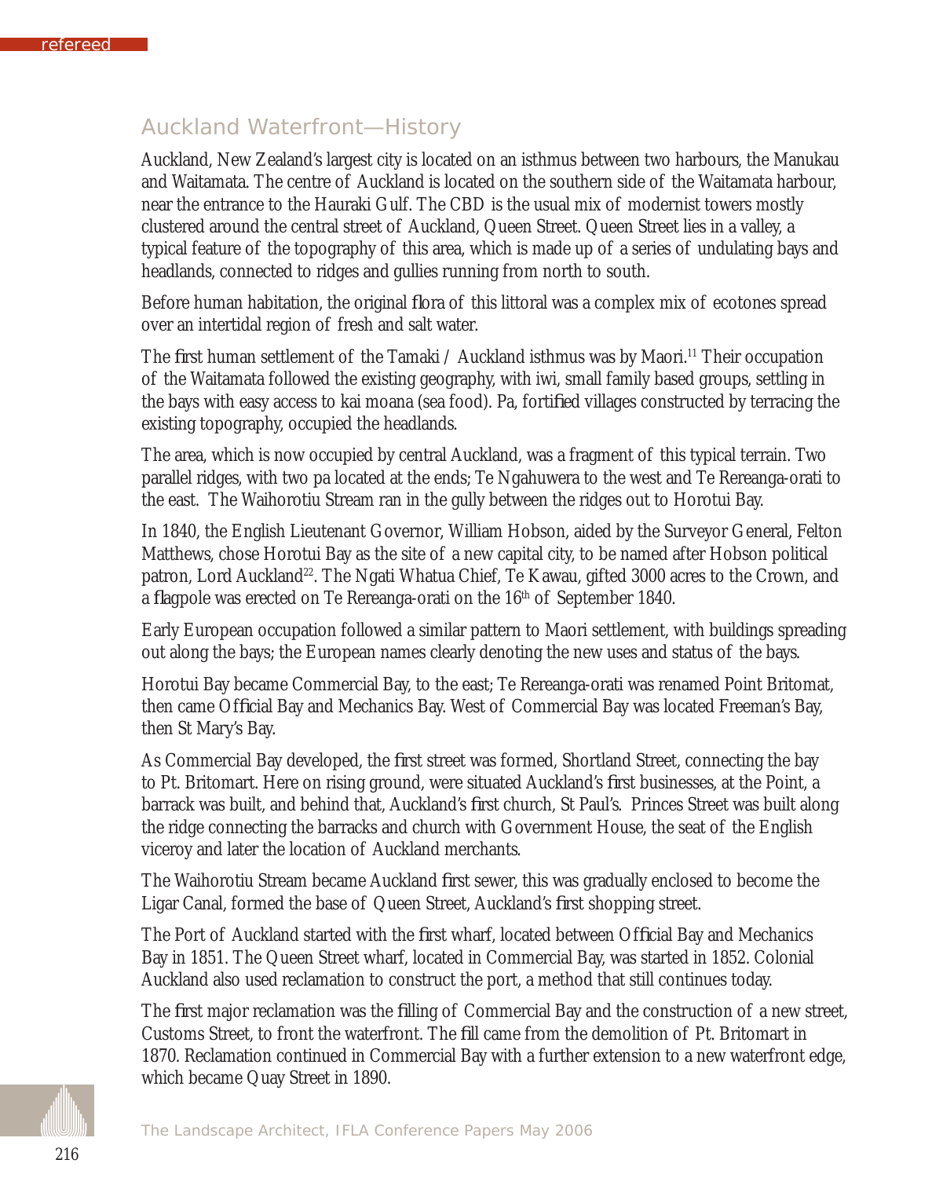## Auckland Waterfront—History

Auckland, New Zealand's largest city is located on an isthmus between two harbours, the Manukau and Waitamata. The centre of Auckland is located on the southern side of the Waitamata harbour, near the entrance to the Hauraki Gulf. The CBD is the usual mix of modernist towers mostly clustered around the central street of Auckland, Queen Street. Queen Street lies in a valley, a typical feature of the topography of this area, which is made up of a series of undulating bays and headlands, connected to ridges and gullies running from north to south.

Before human habitation, the original flora of this littoral was a complex mix of ecotones spread over an intertidal region of fresh and salt water.

The first human settlement of the Tamaki / Auckland isthmus was by Maori.[11] Their occupation of the Waitamata followed the existing geography, with iwi, small family based groups, settling in the bays with easy access to kai moana (sea food). Pa, fortified villages constructed by terracing the existing topography, occupied the headlands.

The area, which is now occupied by central Auckland, was a fragment of this typical terrain. Two parallel ridges, with two pa located at the ends; Te Ngahuwera to the west and Te Rereanga-orati to the east. The Waihorotiu Stream ran in the gully between the ridges out to Horotui Bay.

In 1840, the English Lieutenant Governor, William Hobson, aided by the Surveyor General, Felton Matthews, chose Horotui Bay as the site of a new capital city, to be named after Hobson political patron, Lord Auckland[22]. The Ngati Whatua Chief, Te Kawau, gifted 3000 acres to the Crown, and a flagpole was erected on Te Rereanga-orati on the 16th of September 1840.

Early European occupation followed a similar pattern to Maori settlement, with buildings spreading out along the bays; the European names clearly denoting the new uses and status of the bays.

Horotui Bay became Commercial Bay, to the east; Te Rereanga-orati was renamed Point Britomat, then came Official Bay and Mechanics Bay. West of Commercial Bay was located Freeman's Bay, then St Mary's Bay.

As Commercial Bay developed, the first street was formed, Shortland Street, connecting the bay to Pt. Britomart. Here on rising ground, were situated Auckland's first businesses, at the Point, a barrack was built, and behind that, Auckland's first church, St Paul's. Princes Street was built along the ridge connecting the barracks and church with Government House, the seat of the English viceroy and later the location of Auckland merchants.

The Waihorotiu Stream became Auckland first sewer, this was gradually enclosed to become the Ligar Canal, formed the base of Queen Street, Auckland's first shopping street.

The Port of Auckland started with the first wharf, located between Official Bay and Mechanics Bay in 1851. The Queen Street wharf, located in Commercial Bay, was started in 1852. Colonial Auckland also used reclamation to construct the port, a method that still continues today.

The first major reclamation was the filling of Commercial Bay and the construction of a new street, Customs Street, to front the waterfront. The fill came from the demolition of Pt. Britomart in 1870. Reclamation continued in Commercial Bay with a further extension to a new waterfront edge, which became Quay Street in 1890.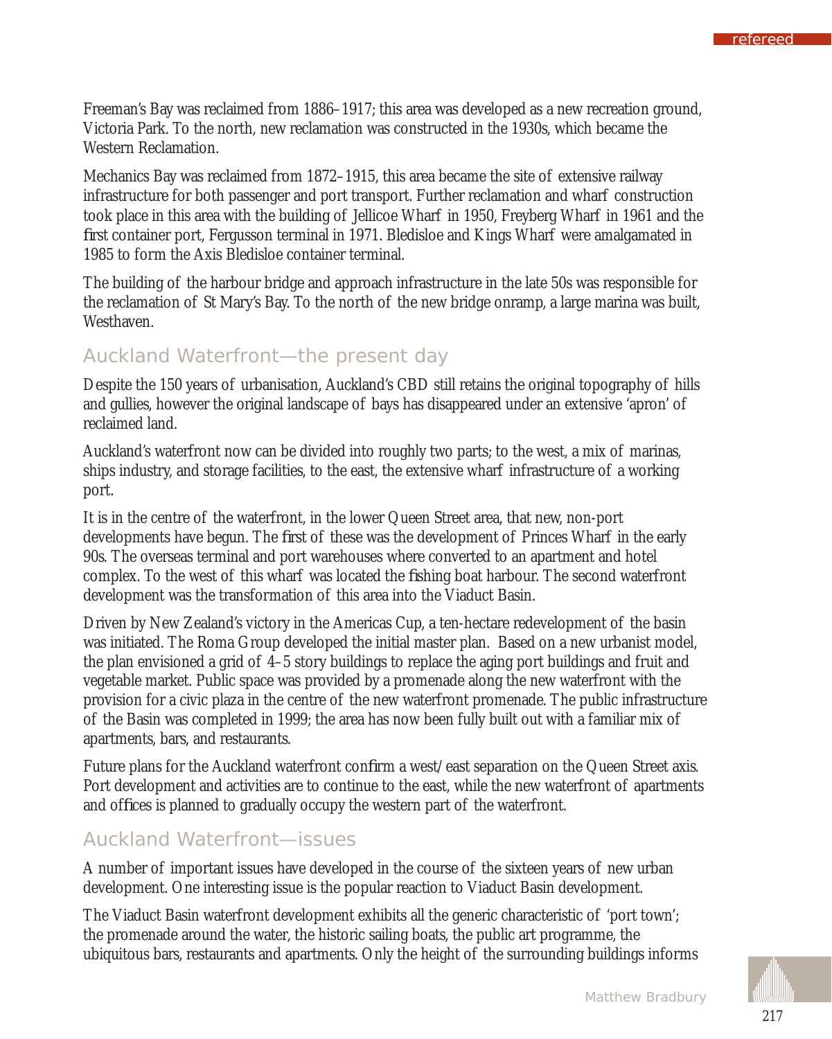Freeman's Bay was reclaimed from 1886–1917; this area was developed as a new recreation ground, Victoria Park. To the north, new reclamation was constructed in the 1930s, which became the Western Reclamation.

Mechanics Bay was reclaimed from 1872–1915, this area became the site of extensive railway infrastructure for both passenger and port transport. Further reclamation and wharf construction took place in this area with the building of Jellicoe Wharf in 1950, Freyberg Wharf in 1961 and the first container port, Fergusson terminal in 1971. Bledisloe and Kings Wharf were amalgamated in 1985 to form the Axis Bledisloe container terminal.

The building of the harbour bridge and approach infrastructure in the late 50s was responsible for the reclamation of St Mary's Bay. To the north of the new bridge onramp, a large marina was built, Westhaven.

## Auckland Waterfront—the present day

Despite the 150 years of urbanisation, Auckland's CBD still retains the original topography of hills and gullies, however the original landscape of bays has disappeared under an extensive 'apron' of reclaimed land.

Auckland's waterfront now can be divided into roughly two parts; to the west, a mix of marinas, ships industry, and storage facilities, to the east, the extensive wharf infrastructure of a working port.

It is in the centre of the waterfront, in the lower Queen Street area, that new, non-port developments have begun. The first of these was the development of Princes Wharf in the early 90s. The overseas terminal and port warehouses where converted to an apartment and hotel complex. To the west of this wharf was located the fishing boat harbour. The second waterfront development was the transformation of this area into the Viaduct Basin.

Driven by New Zealand's victory in the Americas Cup, a ten-hectare redevelopment of the basin was initiated. The Roma Group developed the initial master plan. Based on a new urbanist model, the plan envisioned a grid of 4–5 story buildings to replace the aging port buildings and fruit and vegetable market. Public space was provided by a promenade along the new waterfront with the provision for a civic plaza in the centre of the new waterfront promenade. The public infrastructure of the Basin was completed in 1999; the area has now been fully built out with a familiar mix of apartments, bars, and restaurants.

Future plans for the Auckland waterfront confirm a west/east separation on the Queen Street axis. Port development and activities are to continue to the east, while the new waterfront of apartments and offices is planned to gradually occupy the western part of the waterfront.

## Auckland Waterfront—issues

A number of important issues have developed in the course of the sixteen years of new urban development. One interesting issue is the popular reaction to Viaduct Basin development.

The Viaduct Basin waterfront development exhibits all the generic characteristic of 'port town'; the promenade around the water, the historic sailing boats, the public art programme, the ubiquitous bars, restaurants and apartments. Only the height of the surrounding buildings informs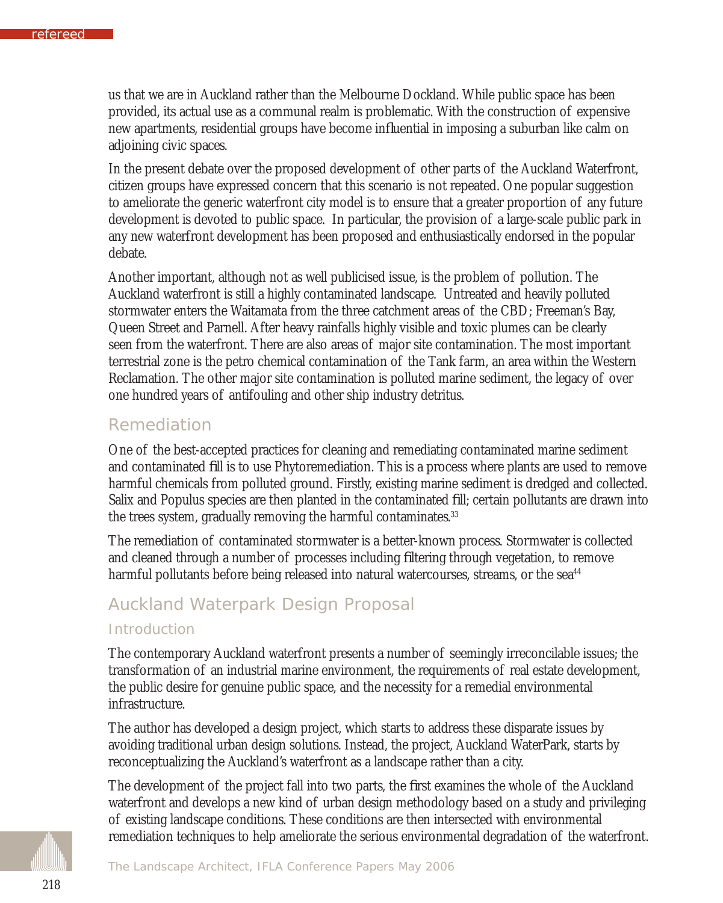us that we are in Auckland rather than the Melbourne Dockland. While public space has been provided, its actual use as a communal realm is problematic. With the construction of expensive new apartments, residential groups have become influential in imposing a suburban like calm on adjoining civic spaces.

In the present debate over the proposed development of other parts of the Auckland Waterfront, citizen groups have expressed concern that this scenario is not repeated. One popular suggestion to ameliorate the generic waterfront city model is to ensure that a greater proportion of any future development is devoted to public space. In particular, the provision of a large-scale public park in any new waterfront development has been proposed and enthusiastically endorsed in the popular debate.

Another important, although not as well publicised issue, is the problem of pollution. The Auckland waterfront is still a highly contaminated landscape. Untreated and heavily polluted stormwater enters the Waitamata from the three catchment areas of the CBD; Freeman's Bay, Queen Street and Parnell. After heavy rainfalls highly visible and toxic plumes can be clearly seen from the waterfront. There are also areas of major site contamination. The most important terrestrial zone is the petro chemical contamination of the Tank farm, an area within the Western Reclamation. The other major site contamination is polluted marine sediment, the legacy of over one hundred years of antifouling and other ship industry detritus.

## Remediation

One of the best-accepted practices for cleaning and remediating contaminated marine sediment and contaminated fill is to use Phytoremediation. This is a process where plants are used to remove harmful chemicals from polluted ground. Firstly, existing marine sediment is dredged and collected. Salix and Populus species are then planted in the contaminated fill; certain pollutants are drawn into the trees system, gradually removing the harmful contaminates.[33]

The remediation of contaminated stormwater is a better-known process. Stormwater is collected and cleaned through a number of processes including filtering through vegetation, to remove harmful pollutants before being released into natural watercourses, streams, or the sea[44]

## Auckland Waterpark Design Proposal

### Introduction

The contemporary Auckland waterfront presents a number of seemingly irreconcilable issues; the transformation of an industrial marine environment, the requirements of real estate development, the public desire for genuine public space, and the necessity for a remedial environmental infrastructure.

The author has developed a design project, which starts to address these disparate issues by avoiding traditional urban design solutions. Instead, the project, Auckland WaterPark, starts by reconceptualizing the Auckland's waterfront as a landscape rather than a city.

The development of the project fall into two parts, the first examines the whole of the Auckland waterfront and develops a new kind of urban design methodology based on a study and privileging of existing landscape conditions. These conditions are then intersected with environmental remediation techniques to help ameliorate the serious environmental degradation of the waterfront.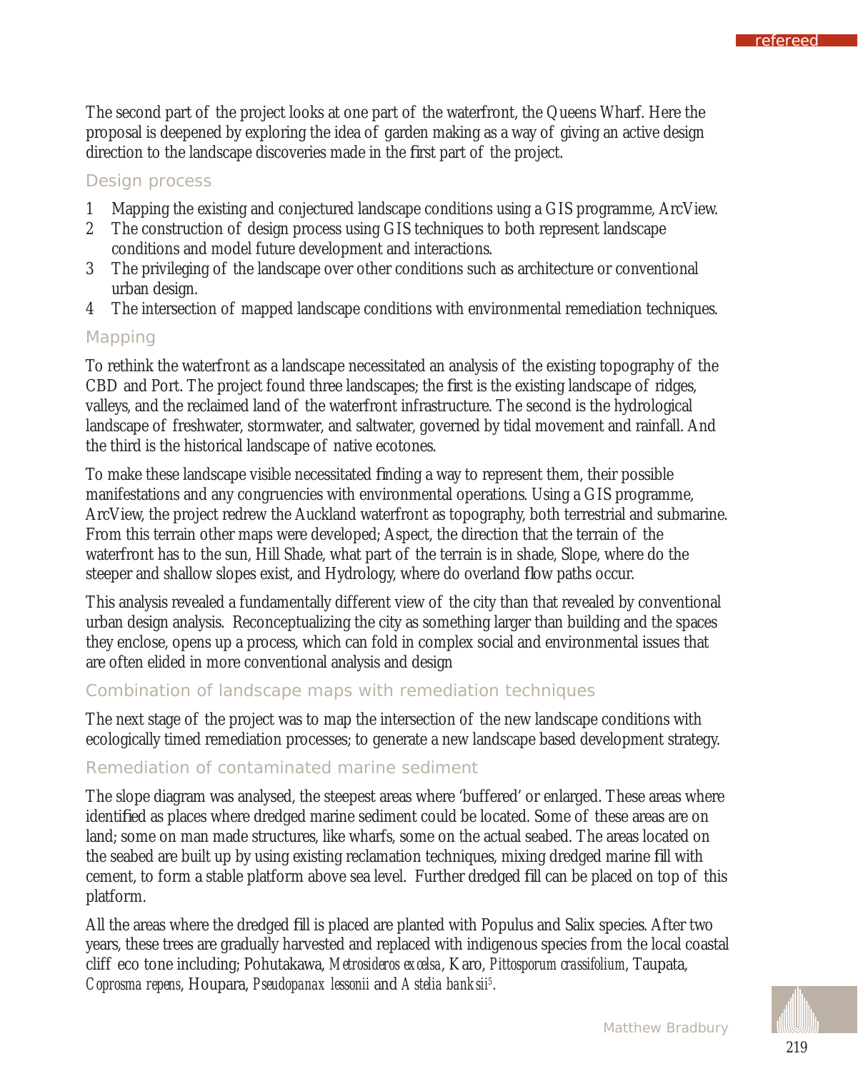The second part of the project looks at one part of the waterfront, the Queens Wharf. Here the proposal is deepened by exploring the idea of garden making as a way of giving an active design direction to the landscape discoveries made in the first part of the project.

## Design process

1. Mapping the existing and conjectured landscape conditions using a GIS programme, ArcView.
2. The construction of design process using GIS techniques to both represent landscape conditions and model future development and interactions.
3. The privileging of the landscape over other conditions such as architecture or conventional urban design.
4. The intersection of mapped landscape conditions with environmental remediation techniques.

## Mapping

To rethink the waterfront as a landscape necessitated an analysis of the existing topography of the CBD and Port. The project found three landscapes; the first is the existing landscape of ridges, valleys, and the reclaimed land of the waterfront infrastructure. The second is the hydrological landscape of freshwater, stormwater, and saltwater, governed by tidal movement and rainfall. And the third is the historical landscape of native ecotones.

To make these landscape visible necessitated finding a way to represent them, their possible manifestations and any congruencies with environmental operations. Using a GIS programme, ArcView, the project redrew the Auckland waterfront as topography, both terrestrial and submarine. From this terrain other maps were developed; Aspect, the direction that the terrain of the waterfront has to the sun, Hill Shade, what part of the terrain is in shade, Slope, where do the steeper and shallow slopes exist, and Hydrology, where do overland flow paths occur.

This analysis revealed a fundamentally different view of the city than that revealed by conventional urban design analysis. Reconceptualizing the city as something larger than building and the spaces they enclose, opens up a process, which can fold in complex social and environmental issues that are often elided in more conventional analysis and design

## Combination of landscape maps with remediation techniques

The next stage of the project was to map the intersection of the new landscape conditions with ecologically timed remediation processes; to generate a new landscape based development strategy.

## Remediation of contaminated marine sediment

The slope diagram was analysed, the steepest areas where 'buffered' or enlarged. These areas where identified as places where dredged marine sediment could be located. Some of these areas are on land; some on man made structures, like wharfs, some on the actual seabed. The areas located on the seabed are built up by using existing reclamation techniques, mixing dredged marine fill with cement, to form a stable platform above sea level. Further dredged fill can be placed on top of this platform.

All the areas where the dredged fill is placed are planted with Populus and Salix species. After two years, these trees are gradually harvested and replaced with indigenous species from the local coastal cliff eco tone including; Pohutakawa, *Metrosideros excelsa*, Karo, *Pittosporum crassifolium*, Taupata, *Coprosma repens*, Houpara, *Pseudopanax lessonii* and *Astelia banksii*[5].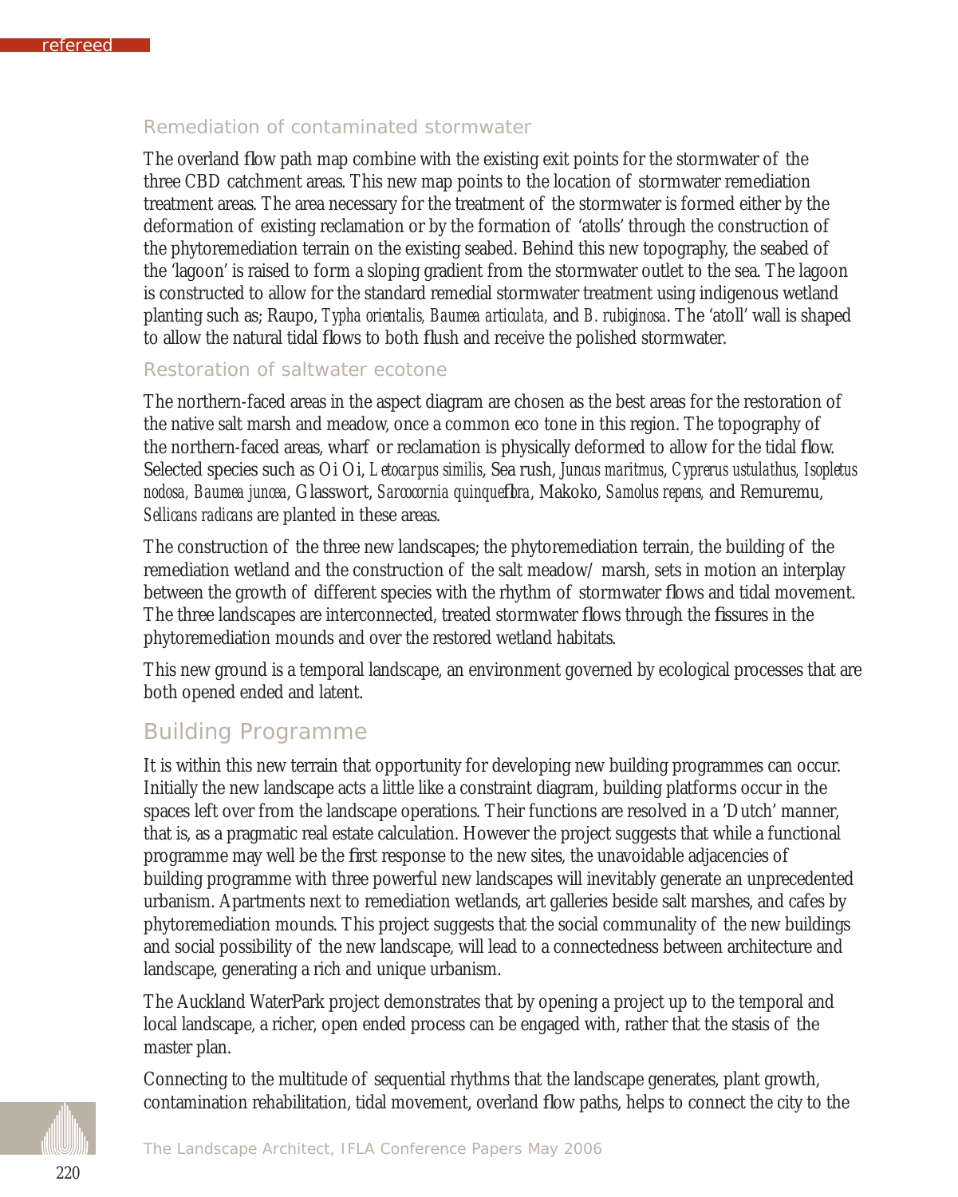### Remediation of contaminated stormwater

The overland flow path map combine with the existing exit points for the stormwater of the three CBD catchment areas. This new map points to the location of stormwater remediation treatment areas. The area necessary for the treatment of the stormwater is formed either by the deformation of existing reclamation or by the formation of 'atolls' through the construction of the phytoremediation terrain on the existing seabed. Behind this new topography, the seabed of the 'lagoon' is raised to form a sloping gradient from the stormwater outlet to the sea. The lagoon is constructed to allow for the standard remedial stormwater treatment using indigenous wetland planting such as; Raupo, *Typha orientalis, Baumea articulata,* and *B. rubiginosa*. The 'atoll' wall is shaped to allow the natural tidal flows to both flush and receive the polished stormwater.

### Restoration of saltwater ecotone

The northern-faced areas in the aspect diagram are chosen as the best areas for the restoration of the native salt marsh and meadow, once a common eco tone in this region. The topography of the northern-faced areas, wharf or reclamation is physically deformed to allow for the tidal flow. Selected species such as Oi Oi, *Letocarpus similis*, Sea rush, *Juncus maritmus*, *Cyprerus ustulathus, Isopletus nodosa, Baumea juncea*, Glasswort, *Sarcocornia quinqueflora*, Makoko, *Samolus repens,* and Remuremu, *Sellicans radicans* are planted in these areas.

The construction of the three new landscapes; the phytoremediation terrain, the building of the remediation wetland and the construction of the salt meadow/ marsh, sets in motion an interplay between the growth of different species with the rhythm of stormwater flows and tidal movement. The three landscapes are interconnected, treated stormwater flows through the fissures in the phytoremediation mounds and over the restored wetland habitats.

This new ground is a temporal landscape, an environment governed by ecological processes that are both opened ended and latent.

## Building Programme

It is within this new terrain that opportunity for developing new building programmes can occur. Initially the new landscape acts a little like a constraint diagram, building platforms occur in the spaces left over from the landscape operations. Their functions are resolved in a 'Dutch' manner, that is, as a pragmatic real estate calculation. However the project suggests that while a functional programme may well be the first response to the new sites, the unavoidable adjacencies of building programme with three powerful new landscapes will inevitably generate an unprecedented urbanism. Apartments next to remediation wetlands, art galleries beside salt marshes, and cafes by phytoremediation mounds. This project suggests that the social communality of the new buildings and social possibility of the new landscape, will lead to a connectedness between architecture and landscape, generating a rich and unique urbanism.

The Auckland WaterPark project demonstrates that by opening a project up to the temporal and local landscape, a richer, open ended process can be engaged with, rather that the stasis of the master plan.

Connecting to the multitude of sequential rhythms that the landscape generates, plant growth, contamination rehabilitation, tidal movement, overland flow paths, helps to connect the city to the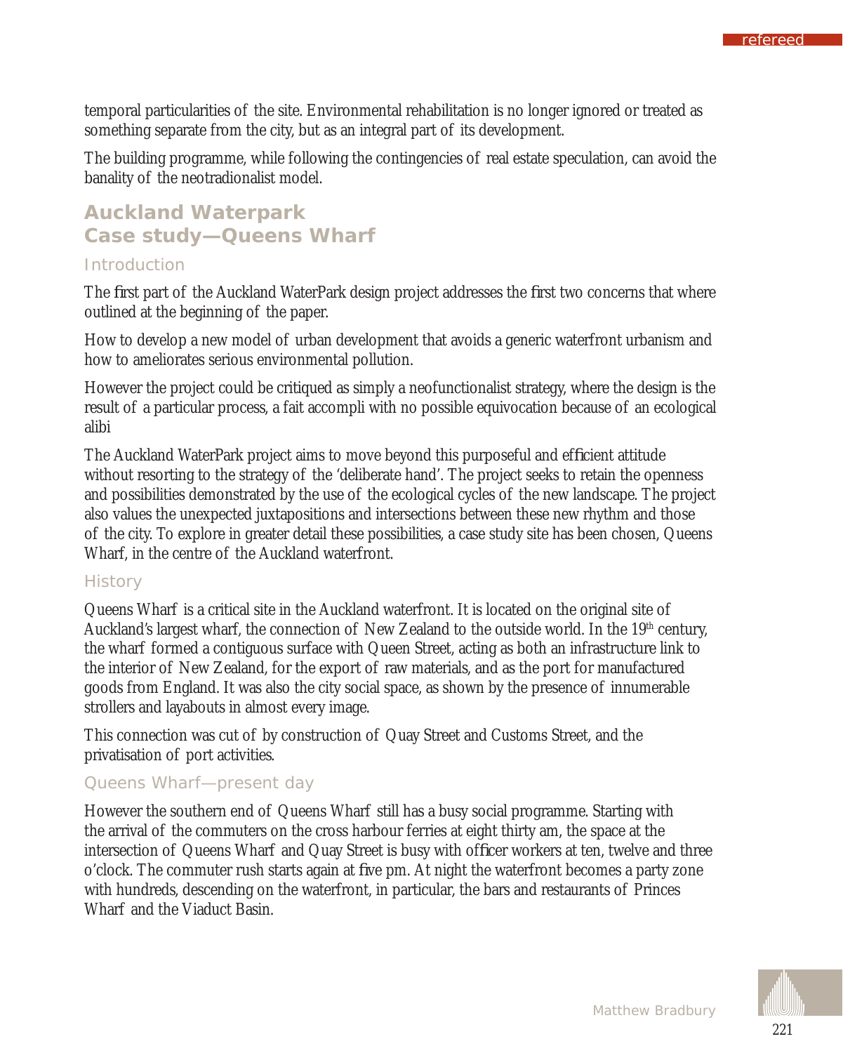temporal particularities of the site. Environmental rehabilitation is no longer ignored or treated as something separate from the city, but as an integral part of its development.

The building programme, while following the contingencies of real estate speculation, can avoid the banality of the neotradionalist model.

## Auckland Waterpark
## Case study—Queens Wharf

### Introduction

The first part of the Auckland WaterPark design project addresses the first two concerns that where outlined at the beginning of the paper.

How to develop a new model of urban development that avoids a generic waterfront urbanism and how to ameliorates serious environmental pollution.

However the project could be critiqued as simply a neofunctionalist strategy, where the design is the result of a particular process, a fait accompli with no possible equivocation because of an ecological alibi

The Auckland WaterPark project aims to move beyond this purposeful and efficient attitude without resorting to the strategy of the 'deliberate hand'. The project seeks to retain the openness and possibilities demonstrated by the use of the ecological cycles of the new landscape. The project also values the unexpected juxtapositions and intersections between these new rhythm and those of the city. To explore in greater detail these possibilities, a case study site has been chosen, Queens Wharf, in the centre of the Auckland waterfront.

### History

Queens Wharf is a critical site in the Auckland waterfront. It is located on the original site of Auckland's largest wharf, the connection of New Zealand to the outside world. In the 19th century, the wharf formed a contiguous surface with Queen Street, acting as both an infrastructure link to the interior of New Zealand, for the export of raw materials, and as the port for manufactured goods from England. It was also the city social space, as shown by the presence of innumerable strollers and layabouts in almost every image.

This connection was cut of by construction of Quay Street and Customs Street, and the privatisation of port activities.

### Queens Wharf—present day

However the southern end of Queens Wharf still has a busy social programme. Starting with the arrival of the commuters on the cross harbour ferries at eight thirty am, the space at the intersection of Queens Wharf and Quay Street is busy with officer workers at ten, twelve and three o'clock. The commuter rush starts again at five pm. At night the waterfront becomes a party zone with hundreds, descending on the waterfront, in particular, the bars and restaurants of Princes Wharf and the Viaduct Basin.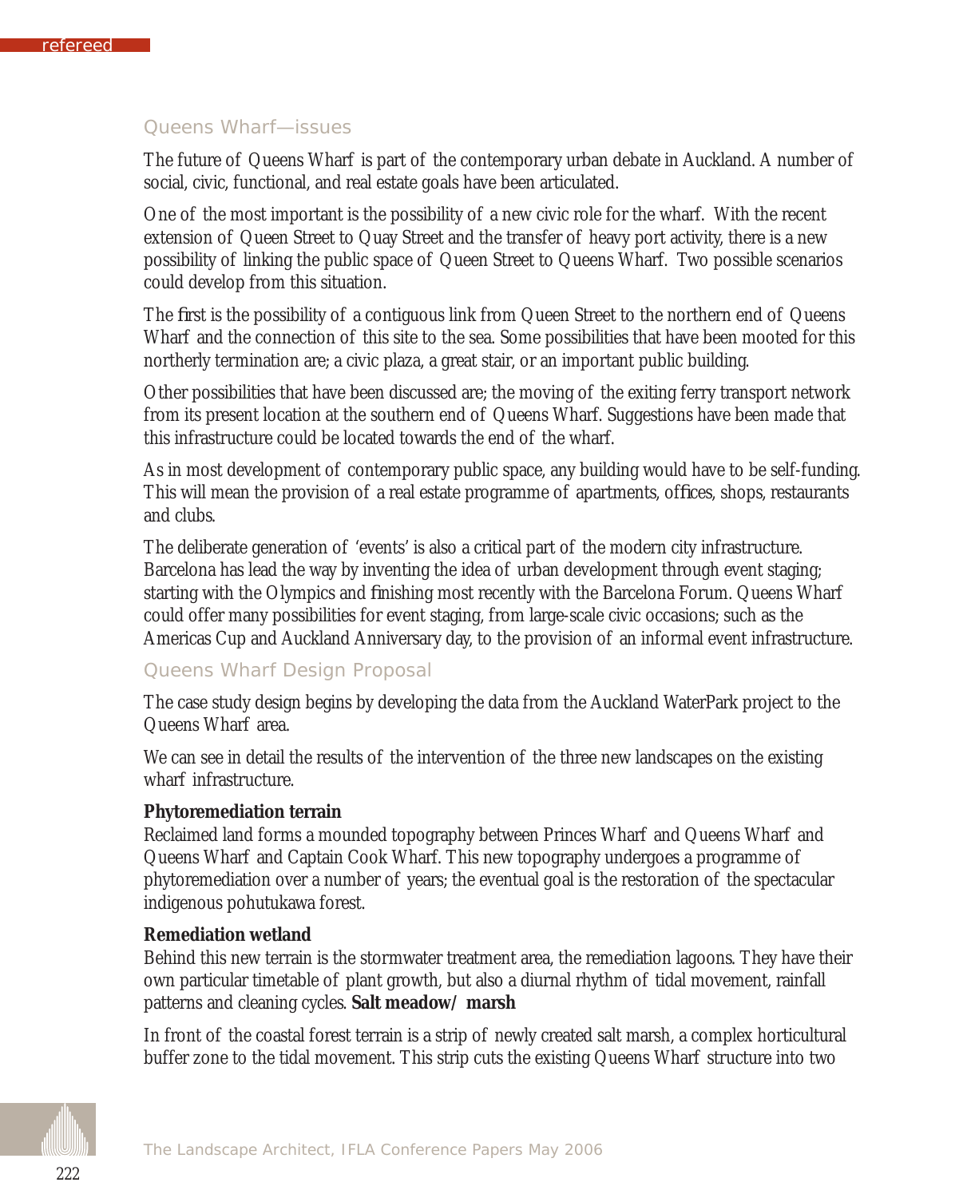## Queens Wharf—issues

The future of Queens Wharf is part of the contemporary urban debate in Auckland. A number of social, civic, functional, and real estate goals have been articulated.

One of the most important is the possibility of a new civic role for the wharf. With the recent extension of Queen Street to Quay Street and the transfer of heavy port activity, there is a new possibility of linking the public space of Queen Street to Queens Wharf. Two possible scenarios could develop from this situation.

The first is the possibility of a contiguous link from Queen Street to the northern end of Queens Wharf and the connection of this site to the sea. Some possibilities that have been mooted for this northerly termination are; a civic plaza, a great stair, or an important public building.

Other possibilities that have been discussed are; the moving of the exiting ferry transport network from its present location at the southern end of Queens Wharf. Suggestions have been made that this infrastructure could be located towards the end of the wharf.

As in most development of contemporary public space, any building would have to be self-funding. This will mean the provision of a real estate programme of apartments, offices, shops, restaurants and clubs.

The deliberate generation of 'events' is also a critical part of the modern city infrastructure. Barcelona has lead the way by inventing the idea of urban development through event staging; starting with the Olympics and finishing most recently with the Barcelona Forum. Queens Wharf could offer many possibilities for event staging, from large-scale civic occasions; such as the Americas Cup and Auckland Anniversary day, to the provision of an informal event infrastructure.

## Queens Wharf Design Proposal

The case study design begins by developing the data from the Auckland WaterPark project to the Queens Wharf area.

We can see in detail the results of the intervention of the three new landscapes on the existing wharf infrastructure.

**Phytoremediation terrain**
Reclaimed land forms a mounded topography between Princes Wharf and Queens Wharf and Queens Wharf and Captain Cook Wharf. This new topography undergoes a programme of phytoremediation over a number of years; the eventual goal is the restoration of the spectacular indigenous pohutukawa forest.

**Remediation wetland**
Behind this new terrain is the stormwater treatment area, the remediation lagoons. They have their own particular timetable of plant growth, but also a diurnal rhythm of tidal movement, rainfall patterns and cleaning cycles. **Salt meadow/ marsh**

In front of the coastal forest terrain is a strip of newly created salt marsh, a complex horticultural buffer zone to the tidal movement. This strip cuts the existing Queens Wharf structure into two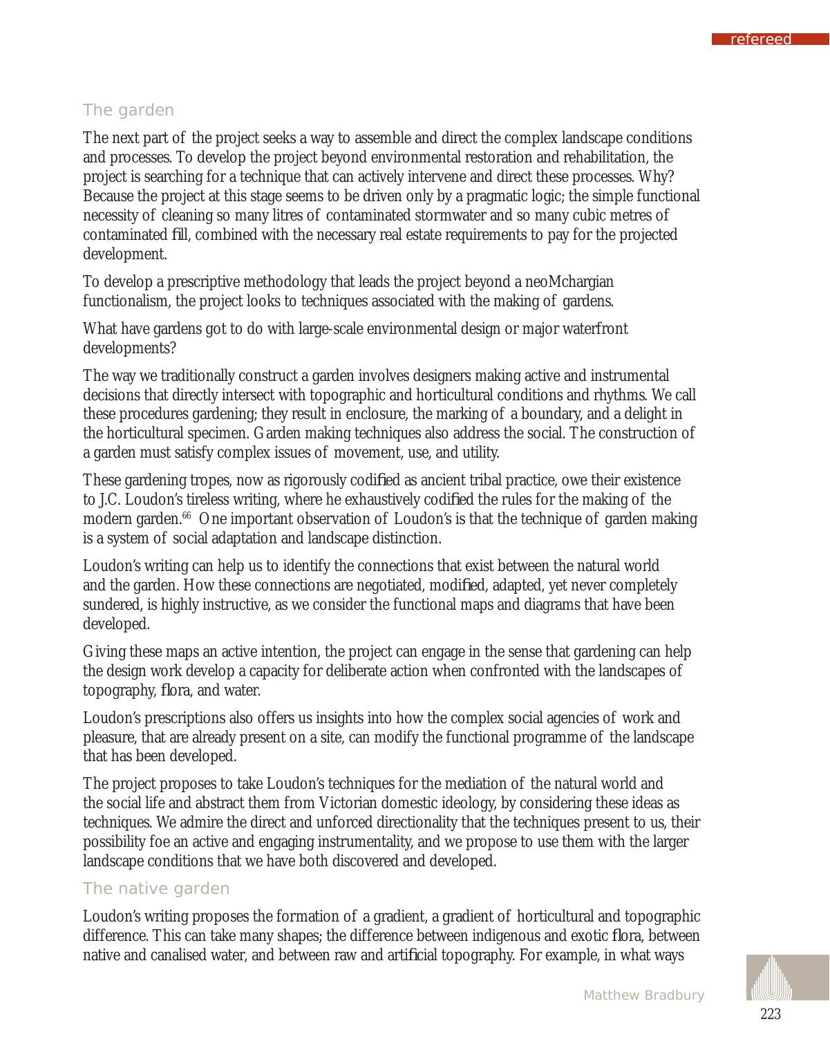## The garden

The next part of the project seeks a way to assemble and direct the complex landscape conditions and processes. To develop the project beyond environmental restoration and rehabilitation, the project is searching for a technique that can actively intervene and direct these processes. Why? Because the project at this stage seems to be driven only by a pragmatic logic; the simple functional necessity of cleaning so many litres of contaminated stormwater and so many cubic metres of contaminated fill, combined with the necessary real estate requirements to pay for the projected development.

To develop a prescriptive methodology that leads the project beyond a neoMchargian functionalism, the project looks to techniques associated with the making of gardens.

What have gardens got to do with large-scale environmental design or major waterfront developments?

The way we traditionally construct a garden involves designers making active and instrumental decisions that directly intersect with topographic and horticultural conditions and rhythms. We call these procedures gardening; they result in enclosure, the marking of a boundary, and a delight in the horticultural specimen. Garden making techniques also address the social. The construction of a garden must satisfy complex issues of movement, use, and utility.

These gardening tropes, now as rigorously codified as ancient tribal practice, owe their existence to J.C. Loudon's tireless writing, where he exhaustively codified the rules for the making of the modern garden.[66] One important observation of Loudon's is that the technique of garden making is a system of social adaptation and landscape distinction.

Loudon's writing can help us to identify the connections that exist between the natural world and the garden. How these connections are negotiated, modified, adapted, yet never completely sundered, is highly instructive, as we consider the functional maps and diagrams that have been developed.

Giving these maps an active intention, the project can engage in the sense that gardening can help the design work develop a capacity for deliberate action when confronted with the landscapes of topography, flora, and water.

Loudon's prescriptions also offers us insights into how the complex social agencies of work and pleasure, that are already present on a site, can modify the functional programme of the landscape that has been developed.

The project proposes to take Loudon's techniques for the mediation of the natural world and the social life and abstract them from Victorian domestic ideology, by considering these ideas as techniques. We admire the direct and unforced directionality that the techniques present to us, their possibility foe an active and engaging instrumentality, and we propose to use them with the larger landscape conditions that we have both discovered and developed.

## The native garden

Loudon's writing proposes the formation of a gradient, a gradient of horticultural and topographic difference. This can take many shapes; the difference between indigenous and exotic flora, between native and canalised water, and between raw and artificial topography. For example, in what ways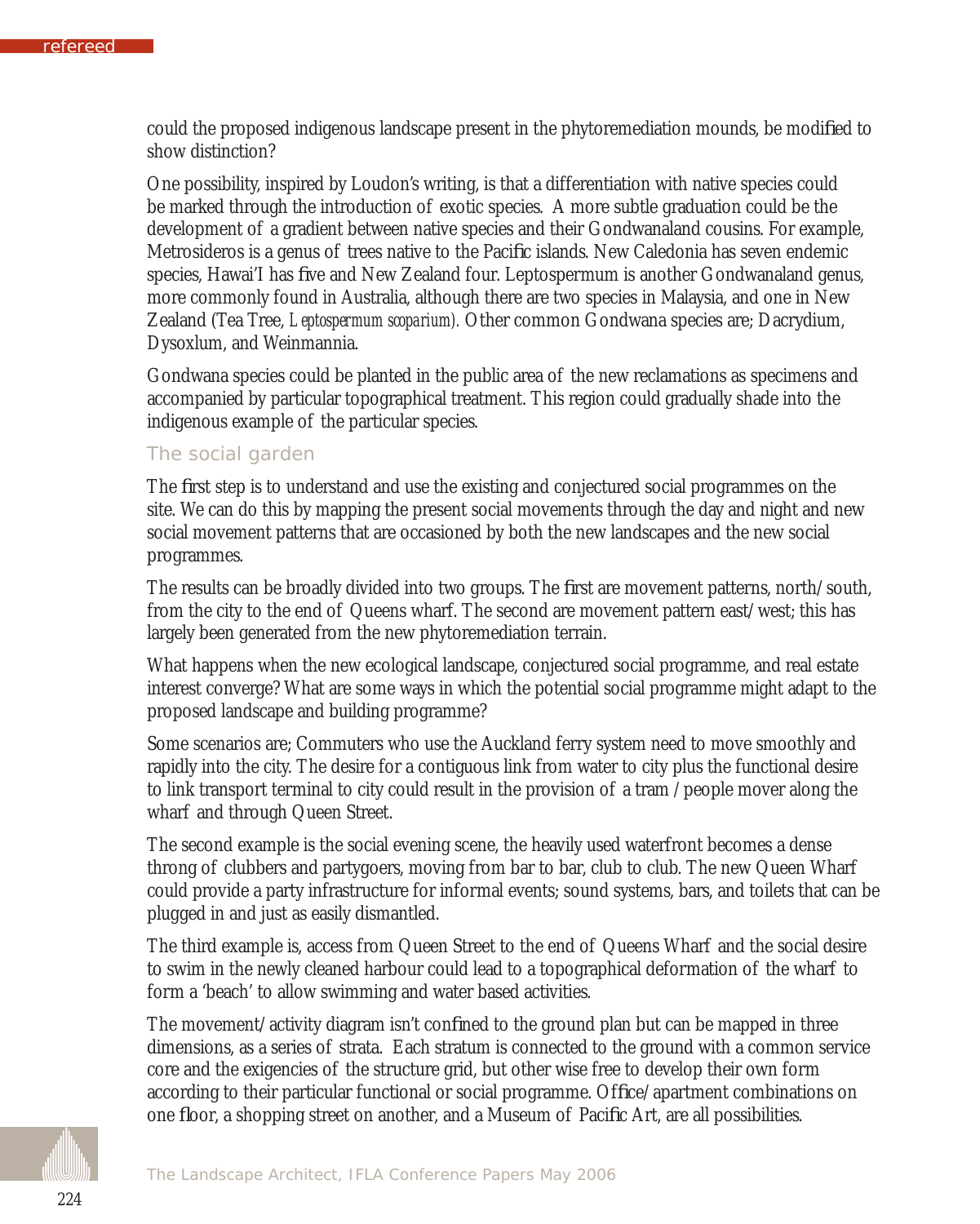could the proposed indigenous landscape present in the phytoremediation mounds, be modified to show distinction?

One possibility, inspired by Loudon's writing, is that a differentiation with native species could be marked through the introduction of exotic species. A more subtle graduation could be the development of a gradient between native species and their Gondwanaland cousins. For example, Metrosideros is a genus of trees native to the Pacific islands. New Caledonia has seven endemic species, Hawai'I has five and New Zealand four. Leptospermum is another Gondwanaland genus, more commonly found in Australia, although there are two species in Malaysia, and one in New Zealand (Tea Tree, *Leptospermum scoparium).* Other common Gondwana species are; Dacrydium, Dysoxlum, and Weinmannia.

Gondwana species could be planted in the public area of the new reclamations as specimens and accompanied by particular topographical treatment. This region could gradually shade into the indigenous example of the particular species.

## The social garden

The first step is to understand and use the existing and conjectured social programmes on the site. We can do this by mapping the present social movements through the day and night and new social movement patterns that are occasioned by both the new landscapes and the new social programmes.

The results can be broadly divided into two groups. The first are movement patterns, north/south, from the city to the end of Queens wharf. The second are movement pattern east/west; this has largely been generated from the new phytoremediation terrain.

What happens when the new ecological landscape, conjectured social programme, and real estate interest converge? What are some ways in which the potential social programme might adapt to the proposed landscape and building programme?

Some scenarios are; Commuters who use the Auckland ferry system need to move smoothly and rapidly into the city. The desire for a contiguous link from water to city plus the functional desire to link transport terminal to city could result in the provision of a tram /people mover along the wharf and through Queen Street.

The second example is the social evening scene, the heavily used waterfront becomes a dense throng of clubbers and partygoers, moving from bar to bar, club to club. The new Queen Wharf could provide a party infrastructure for informal events; sound systems, bars, and toilets that can be plugged in and just as easily dismantled.

The third example is, access from Queen Street to the end of Queens Wharf and the social desire to swim in the newly cleaned harbour could lead to a topographical deformation of the wharf to form a 'beach' to allow swimming and water based activities.

The movement/activity diagram isn't confined to the ground plan but can be mapped in three dimensions, as a series of strata. Each stratum is connected to the ground with a common service core and the exigencies of the structure grid, but other wise free to develop their own form according to their particular functional or social programme. Office/apartment combinations on one floor, a shopping street on another, and a Museum of Pacific Art, are all possibilities.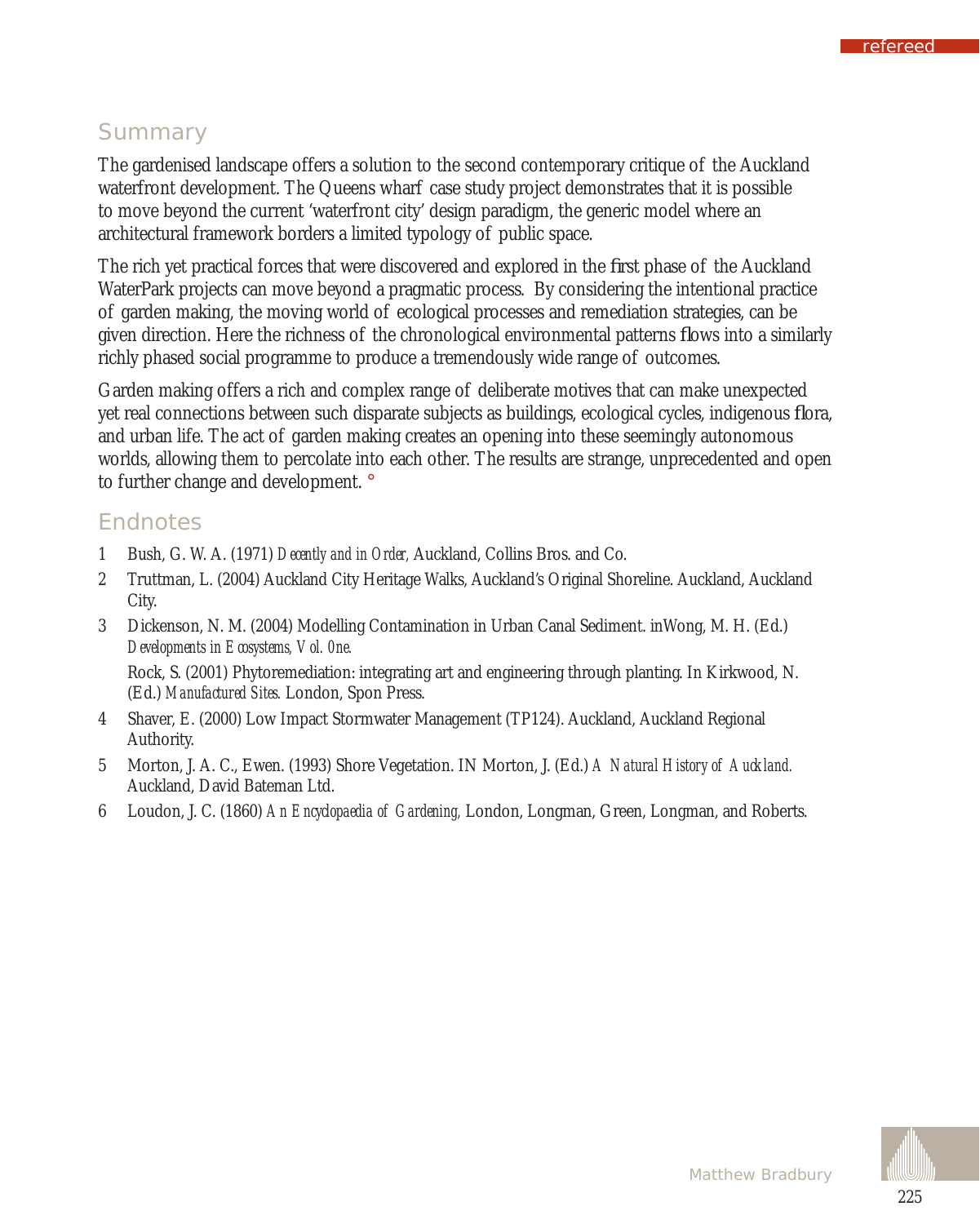## Summary

The gardenised landscape offers a solution to the second contemporary critique of the Auckland waterfront development. The Queens wharf case study project demonstrates that it is possible to move beyond the current 'waterfront city' design paradigm, the generic model where an architectural framework borders a limited typology of public space.

The rich yet practical forces that were discovered and explored in the first phase of the Auckland WaterPark projects can move beyond a pragmatic process. By considering the intentional practice of garden making, the moving world of ecological processes and remediation strategies, can be given direction. Here the richness of the chronological environmental patterns flows into a similarly richly phased social programme to produce a tremendously wide range of outcomes.

Garden making offers a rich and complex range of deliberate motives that can make unexpected yet real connections between such disparate subjects as buildings, ecological cycles, indigenous flora, and urban life. The act of garden making creates an opening into these seemingly autonomous worlds, allowing them to percolate into each other. The results are strange, unprecedented and open to further change and development. °

## Endnotes

1 Bush, G. W. A. (1971) *Decently and in Order,* Auckland, Collins Bros. and Co.

2 Truttman, L. (2004) Auckland City Heritage Walks, Auckland's Original Shoreline. Auckland, Auckland City.

3 Dickenson, N. M. (2004) Modelling Contamination in Urban Canal Sediment. inWong, M. H. (Ed.) *Developments in Ecosystems, Vol. One.*

Rock, S. (2001) Phytoremediation: integrating art and engineering through planting. In Kirkwood, N. (Ed.) *Manufactured Sites.* London, Spon Press.

4 Shaver, E. (2000) Low Impact Stormwater Management (TP124). Auckland, Auckland Regional Authority.

5 Morton, J. A. C., Ewen. (1993) Shore Vegetation. IN Morton, J. (Ed.) *A Natural History of Auckland.* Auckland, David Bateman Ltd.

6 Loudon, J. C. (1860) *An Encyclopaedia of Gardening,* London, Longman, Green, Longman, and Roberts.